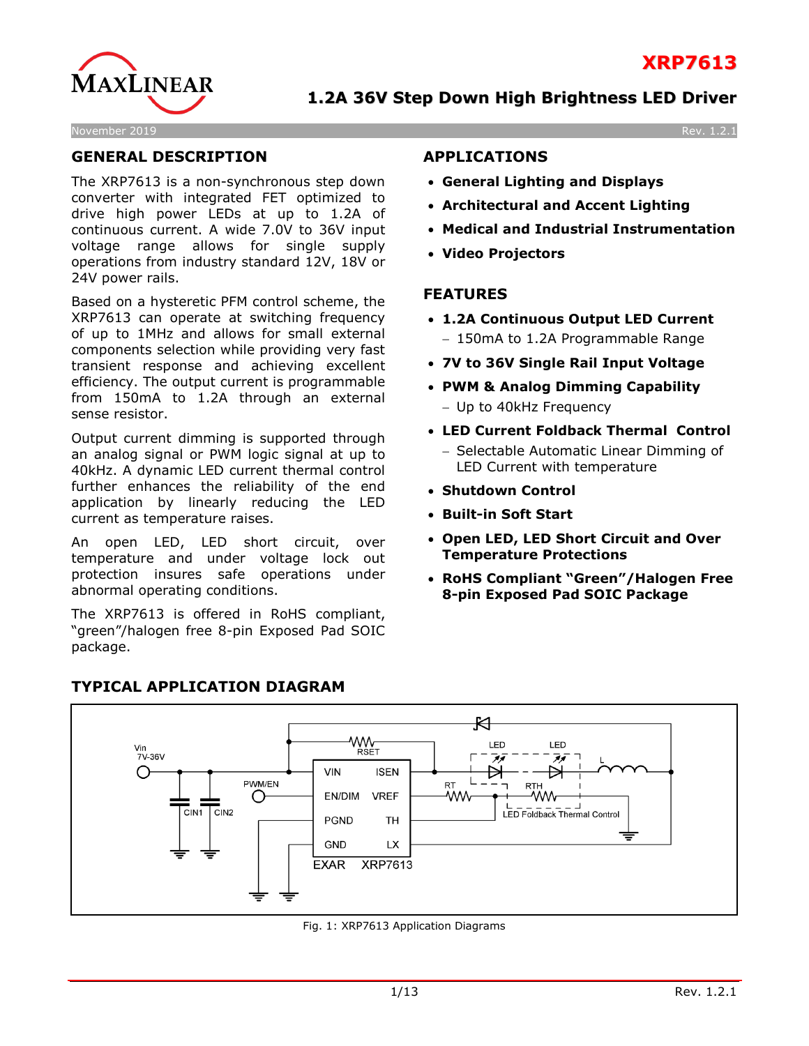# XRP7613

## 1.2A 36V Step Down High Brightness LED Driver

November 2019 Rev. 1.2.1

## GENERAL DESCRIPTION

The XRP7613 is a non-synchronous step down converter with integrated FET optimized to drive high power LEDs at up to 1.2A of continuous current. A wide 7.0V to 36V input voltage range allows for single supply operations from industry standard 12V, 18V or 24V power rails.

Based on a hysteretic PFM control scheme, the XRP7613 can operate at switching frequency of up to 1MHz and allows for small external components selection while providing very fast transient response and achieving excellent efficiency. The output current is programmable from 150mA to 1.2A through an external sense resistor.

Output current dimming is supported through an analog signal or PWM logic signal at up to 40kHz. A dynamic LED current thermal control further enhances the reliability of the end application by linearly reducing the LED current as temperature raises.

An open LED, LED short circuit, over temperature and under voltage lock out protection insures safe operations under abnormal operating conditions.

The XRP7613 is offered in RoHS compliant, "green"/halogen free 8-pin Exposed Pad SOIC package.

## APPLICATIONS

- **General Lighting and Displays**
- **Architectural and Accent Lighting**
- **Medical and Industrial Instrumentation**
- **Video Projectors**

## FEATURES

- **1.2A Continuous Output LED Current**
  - 150mA to 1.2A Programmable Range
- **7V to 36V Single Rail Input Voltage**
- **PWM & Analog Dimming Capability**
  - Up to 40kHz Frequency
- **LED Current Foldback Thermal Control**
  - Selectable Automatic Linear Dimming of LED Current with temperature
- **Shutdown Control**
- **Built-in Soft Start**
- **Open LED, LED Short Circuit and Over Temperature Protections**
- **RoHS Compliant "Green"/Halogen Free 8-pin Exposed Pad SOIC Package**

## TYPICAL APPLICATION DIAGRAM

Fig. 1: XRP7613 Application Diagrams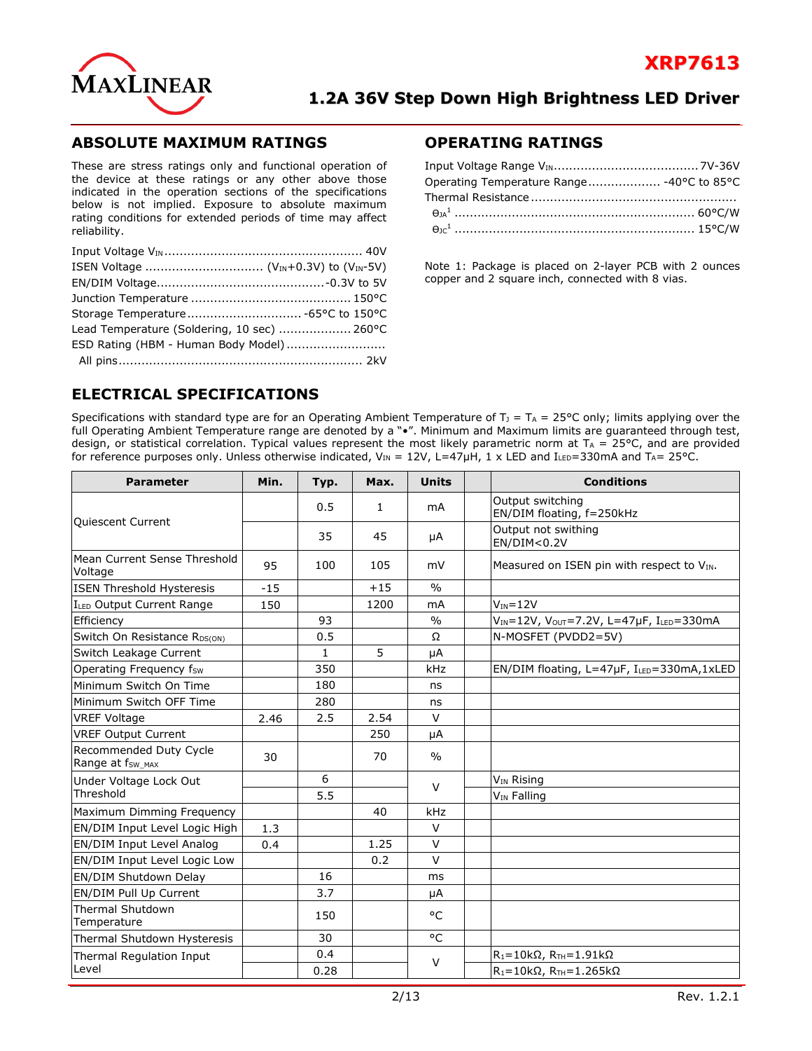## ABSOLUTE MAXIMUM RATINGS

These are stress ratings only and functional operation of the device at these ratings or any other above those indicated in the operation sections of the specifications below is not implied. Exposure to absolute maximum rating conditions for extended periods of time may affect reliability.

Input Voltage $V_{IN}$ .................................................... 40V
ISEN Voltage ............................... ($V_{IN}$+0.3V) to ($V_{IN}$-5V)
EN/DIM Voltage........................................... -0.3V to 5V
Junction Temperature ......................................... 150°C
Storage Temperature ............................. -65°C to 150°C
Lead Temperature (Soldering, 10 sec) ................... 260°C
ESD Rating (HBM - Human Body Model) ..........................
All pins ................................................................ 2kV

## OPERATING RATINGS

Input Voltage Range $V_{IN}$ ...................................... 7V-36V
Operating Temperature Range ................... -40°C to 85°C
Thermal Resistance ......................................................
$\theta_{JA}$[1] .............................................................. 60°C/W
$\theta_{JC}$[1] .............................................................. 15°C/W

Note 1: Package is placed on 2-layer PCB with 2 ounces copper and 2 square inch, connected with 8 vias.

## ELECTRICAL SPECIFICATIONS

Specifications with standard type are for an Operating Ambient Temperature of $T_J = T_A = 25°C$ only; limits applying over the full Operating Ambient Temperature range are denoted by a "•". Minimum and Maximum limits are guaranteed through test, design, or statistical correlation. Typical values represent the most likely parametric norm at $T_A = 25°C$, and are provided for reference purposes only. Unless otherwise indicated, $V_{IN} = 12V$, L=47µH, 1 x LED and $I_{LED}$=330mA and $T_A$= 25°C.

| Parameter | Min. | Typ. | Max. | Units | | Conditions |
|---|---|---|---|---|---|---|
| Quiescent Current | | 0.5 | 1 | mA | | Output switching EN/DIM floating, f=250kHz |
| | | 35 | 45 | µA | | Output not swithing EN/DIM<0.2V |
| Mean Current Sense Threshold Voltage | 95 | 100 | 105 | mV | | Measured on ISEN pin with respect to $V_{IN}$. |
| ISEN Threshold Hysteresis | -15 | | +15 | % | | |
| $I_{LED}$ Output Current Range | 150 | | 1200 | mA | | $V_{IN}$=12V |
| Efficiency | | 93 | | % | | $V_{IN}$=12V, $V_{OUT}$=7.2V, L=47µF, $I_{LED}$=330mA |
| Switch On Resistance $R_{DS(ON)}$ | | 0.5 | | Ω | | N-MOSFET (PVDD2=5V) |
| Switch Leakage Current | | 1 | 5 | µA | | |
| Operating Frequency $f_{SW}$ | | 350 | | kHz | | EN/DIM floating, L=47µF, $I_{LED}$=330mA,1xLED |
| Minimum Switch On Time | | 180 | | ns | | |
| Minimum Switch OFF Time | | 280 | | ns | | |
| VREF Voltage | 2.46 | 2.5 | 2.54 | V | | |
| VREF Output Current | | | 250 | µA | | |
| Recommended Duty Cycle Range at $f_{SW\_MAX}$ | 30 | | 70 | % | | |
| Under Voltage Lock Out Threshold | | 6 | | V | | $V_{IN}$ Rising |
| | | 5.5 | | | | $V_{IN}$ Falling |
| Maximum Dimming Frequency | | | 40 | kHz | | |
| EN/DIM Input Level Logic High | 1.3 | | | V | | |
| EN/DIM Input Level Analog | 0.4 | | 1.25 | V | | |
| EN/DIM Input Level Logic Low | | | 0.2 | V | | |
| EN/DIM Shutdown Delay | | 16 | | ms | | |
| EN/DIM Pull Up Current | | 3.7 | | µA | | |
| Thermal Shutdown Temperature | | 150 | | °C | | |
| Thermal Shutdown Hysteresis | | 30 | | °C | | |
| Thermal Regulation Input Level | | 0.4 | | V | | $R_1$=10kΩ, $R_{TH}$=1.91kΩ |
| | | 0.28 | | | | $R_1$=10kΩ, $R_{TH}$=1.265kΩ |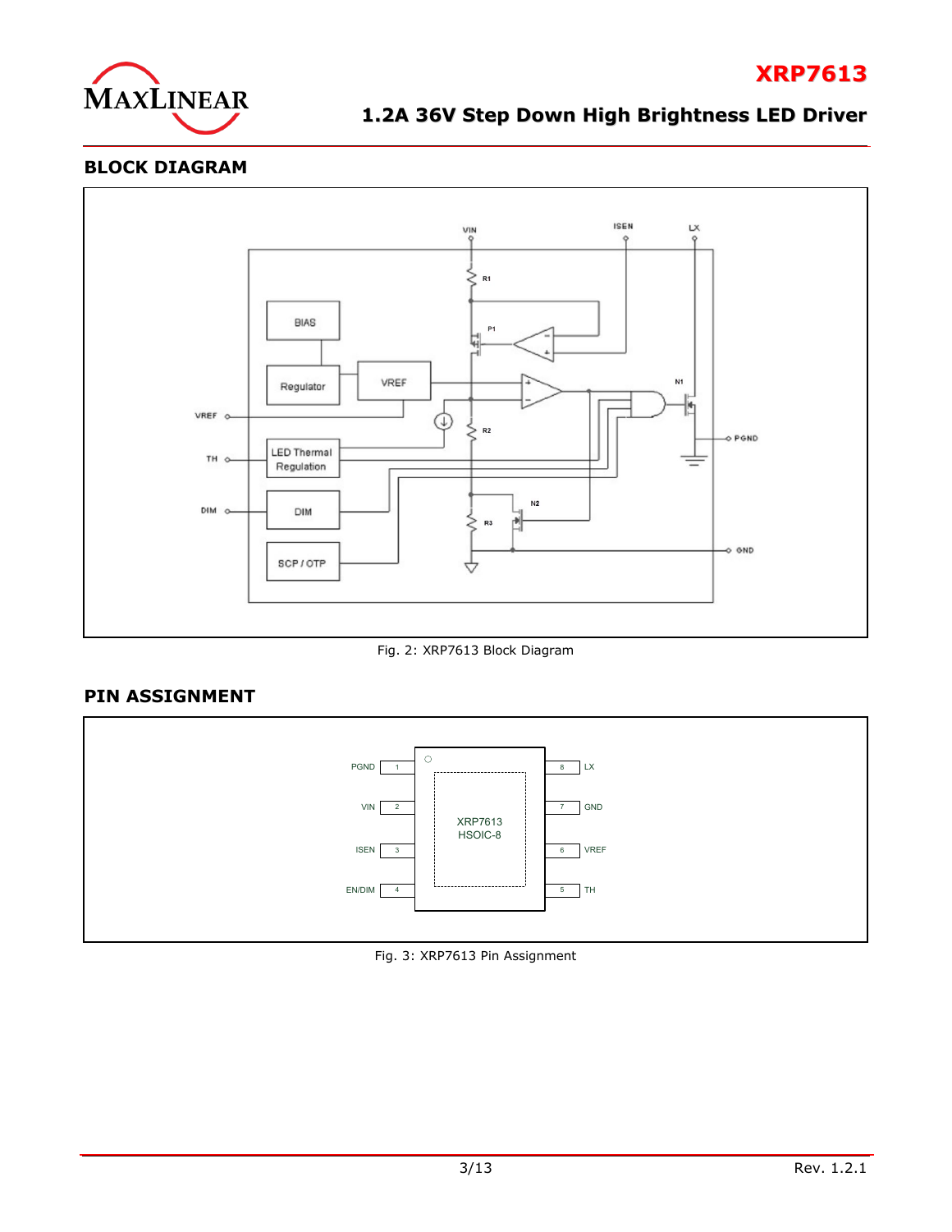## BLOCK DIAGRAM

Fig. 2: XRP7613 Block Diagram

## PIN ASSIGNMENT

Fig. 3: XRP7613 Pin Assignment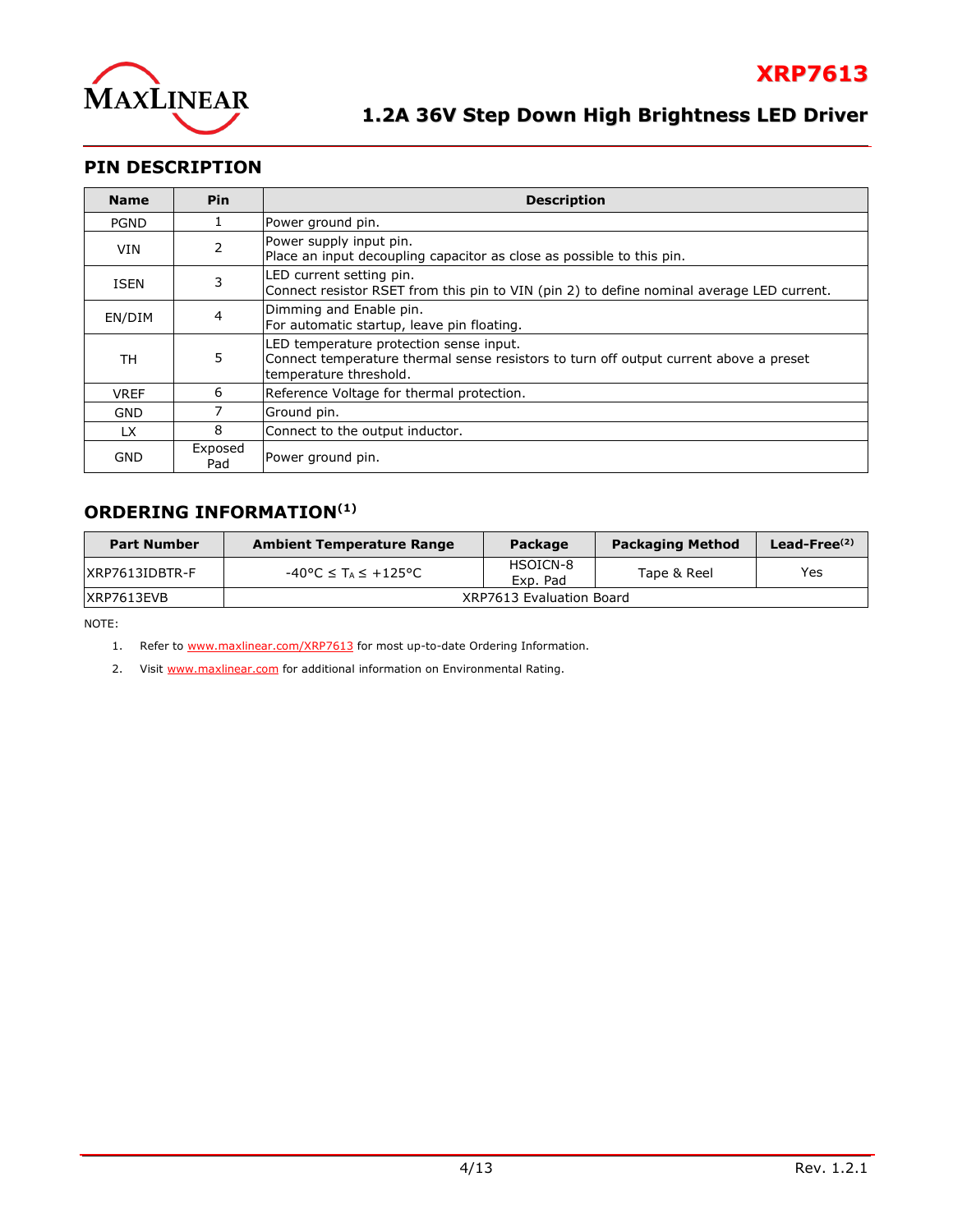## PIN DESCRIPTION

| Name | Pin | Description |
|---|---|---|
| PGND | 1 | Power ground pin. |
| VIN | 2 | Power supply input pin.<br>Place an input decoupling capacitor as close as possible to this pin. |
| ISEN | 3 | LED current setting pin.<br>Connect resistor RSET from this pin to VIN (pin 2) to define nominal average LED current. |
| EN/DIM | 4 | Dimming and Enable pin.<br>For automatic startup, leave pin floating. |
| TH | 5 | LED temperature protection sense input.<br>Connect temperature thermal sense resistors to turn off output current above a preset temperature threshold. |
| VREF | 6 | Reference Voltage for thermal protection. |
| GND | 7 | Ground pin. |
| LX | 8 | Connect to the output inductor. |
| GND | Exposed Pad | Power ground pin. |

## ORDERING INFORMATION(1)

| Part Number | Ambient Temperature Range | Package | Packaging Method | Lead-Free(2) |
|---|---|---|---|---|
| XRP7613IDBTR-F | $-40°C \le T_A \le +125°C$ | HSOICN-8 Exp. Pad | Tape & Reel | Yes |
| XRP7613EVB | XRP7613 Evaluation Board | | | |

NOTE:

1. Refer to www.maxlinear.com/XRP7613 for most up-to-date Ordering Information.
2. Visit www.maxlinear.com for additional information on Environmental Rating.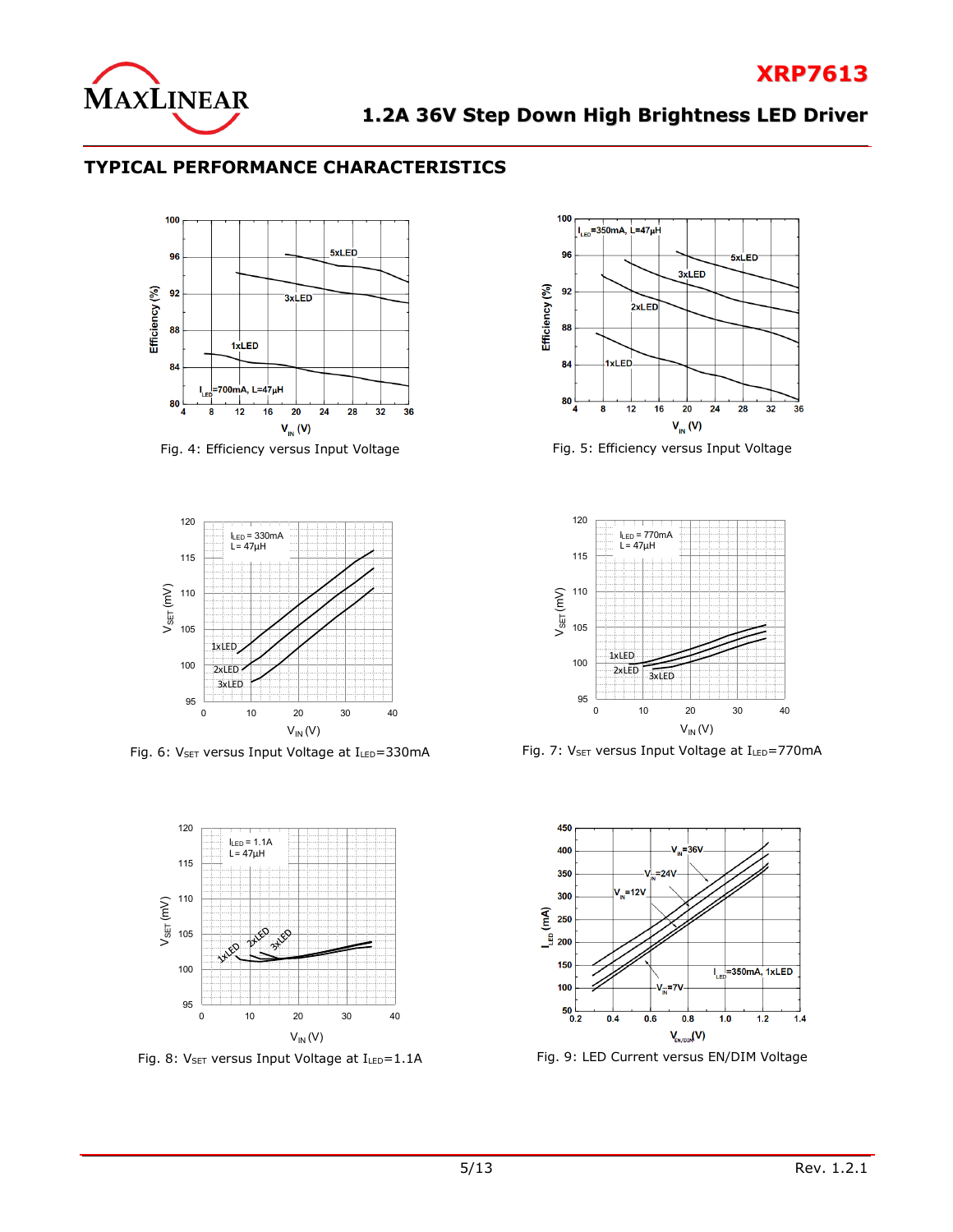## TYPICAL PERFORMANCE CHARACTERISTICS

Fig. 4: Efficiency versus Input Voltage

Fig. 5: Efficiency versus Input Voltage

Fig. 6: $V_{SET}$ versus Input Voltage at $I_{LED}$=330mA

Fig. 7: $V_{SET}$ versus Input Voltage at $I_{LED}$=770mA

Fig. 8: $V_{SET}$ versus Input Voltage at $I_{LED}$=1.1A

Fig. 9: LED Current versus EN/DIM Voltage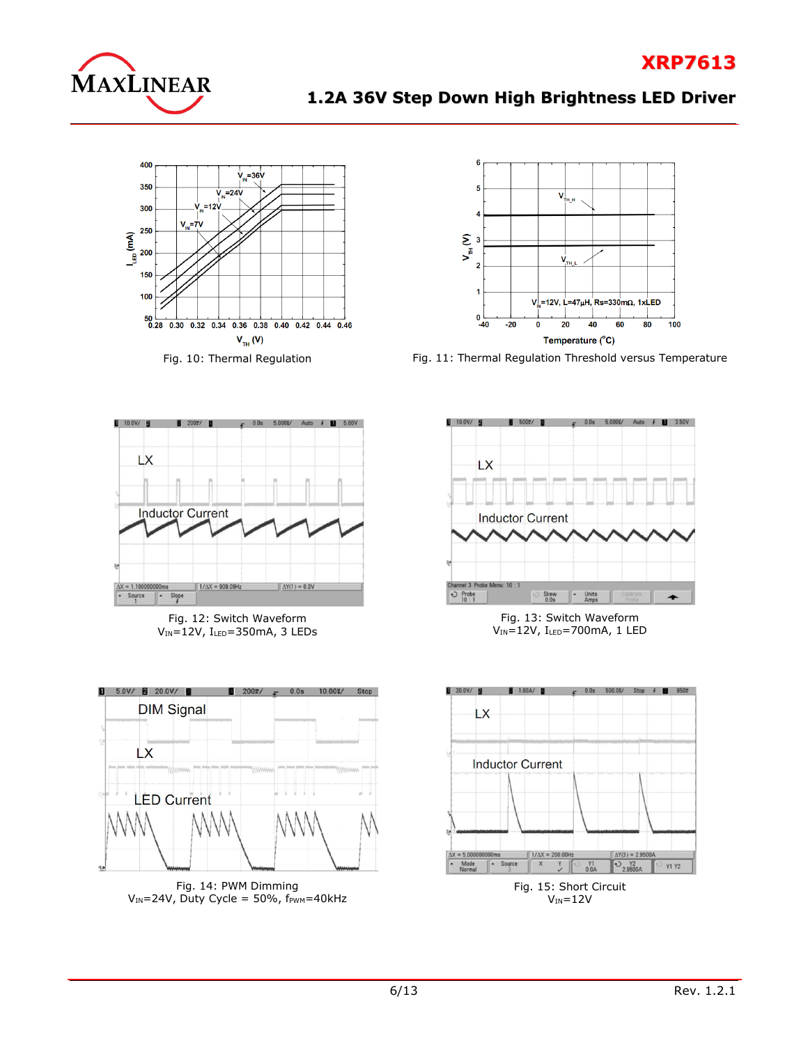Fig. 10: Thermal Regulation

Fig. 11: Thermal Regulation Threshold versus Temperature

Fig. 12: Switch Waveform
$V_{IN}$=12V, $I_{LED}$=350mA, 3 LEDs

Fig. 13: Switch Waveform
$V_{IN}$=12V, $I_{LED}$=700mA, 1 LED

Fig. 14: PWM Dimming
$V_{IN}$=24V, Duty Cycle = 50%, $f_{PWM}$=40kHz

Fig. 15: Short Circuit
$V_{IN}$=12V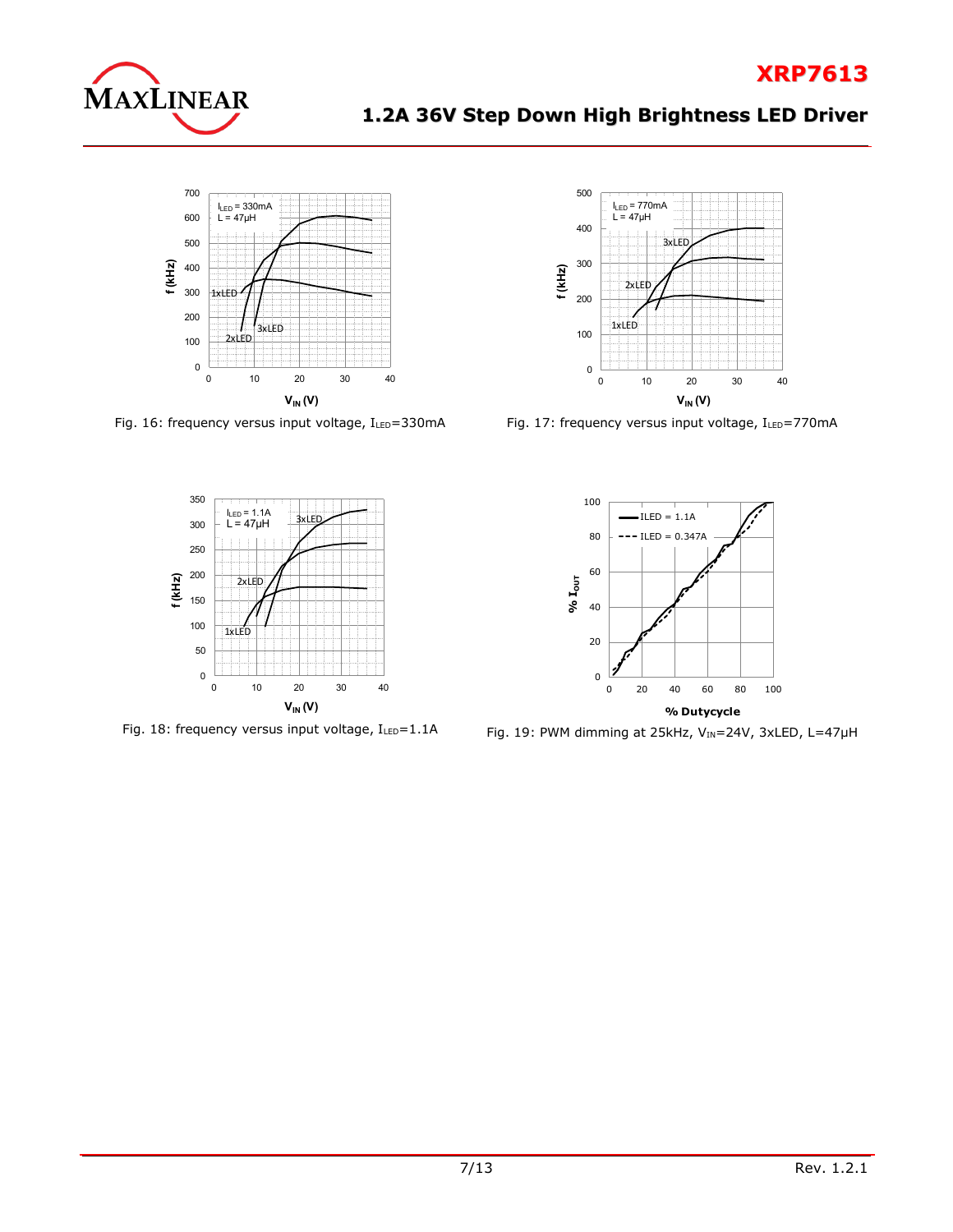Fig. 16: frequency versus input voltage, $I_{LED}$=330mA

Fig. 17: frequency versus input voltage, $I_{LED}$=770mA

Fig. 18: frequency versus input voltage, $I_{LED}$=1.1A

Fig. 19: PWM dimming at 25kHz, $V_{IN}$=24V, 3xLED, L=47µH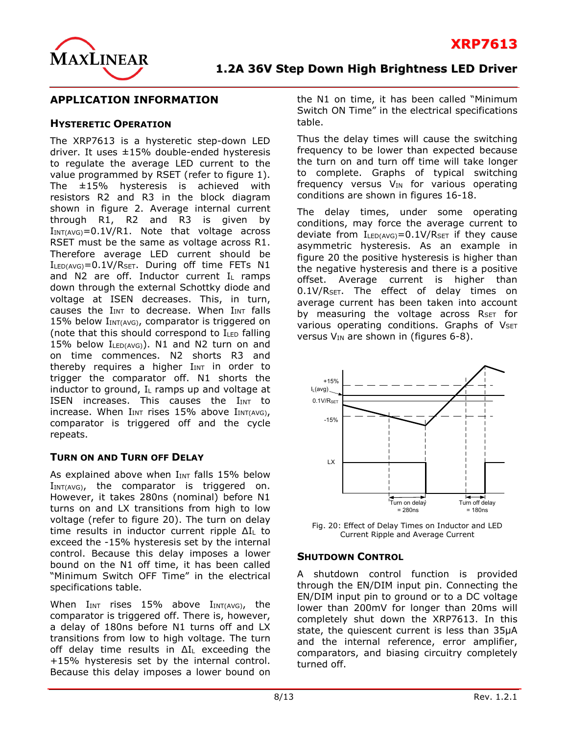## APPLICATION INFORMATION

### HYSTERETIC OPERATION

The XRP7613 is a hysteretic step-down LED driver. It uses ±15% double-ended hysteresis to regulate the average LED current to the value programmed by RSET (refer to figure 1). The ±15% hysteresis is achieved with resistors R2 and R3 in the block diagram shown in figure 2. Average internal current through R1, R2 and R3 is given by $I_{INT(AVG)}$=0.1V/R1. Note that voltage across RSET must be the same as voltage across R1. Therefore average LED current should be $I_{LED(AVG)}$=0.1V/$R_{SET}$. During off time FETs N1 and N2 are off. Inductor current $I_L$ ramps down through the external Schottky diode and voltage at ISEN decreases. This, in turn, causes the $I_{INT}$ to decrease. When $I_{INT}$ falls 15% below $I_{INT(AVG)}$, comparator is triggered on (note that this should correspond to $I_{LED}$ falling 15% below $I_{LED(AVG)}$). N1 and N2 turn on and on time commences. N2 shorts R3 and thereby requires a higher $I_{INT}$ in order to trigger the comparator off. N1 shorts the inductor to ground, $I_L$ ramps up and voltage at ISEN increases. This causes the $I_{INT}$ to increase. When $I_{INT}$ rises 15% above $I_{INT(AVG)}$, comparator is triggered off and the cycle repeats.

### TURN ON AND TURN OFF DELAY

As explained above when $I_{INT}$ falls 15% below $I_{INT(AVG)}$, the comparator is triggered on. However, it takes 280ns (nominal) before N1 turns on and LX transitions from high to low voltage (refer to figure 20). The turn on delay time results in inductor current ripple $\Delta I_L$ to exceed the -15% hysteresis set by the internal control. Because this delay imposes a lower bound on the N1 off time, it has been called "Minimum Switch OFF Time" in the electrical specifications table.

When $I_{INT}$ rises 15% above $I_{INT(AVG)}$, the comparator is triggered off. There is, however, a delay of 180ns before N1 turns off and LX transitions from low to high voltage. The turn off delay time results in $\Delta I_L$ exceeding the +15% hysteresis set by the internal control. Because this delay imposes a lower bound on the N1 on time, it has been called "Minimum Switch ON Time" in the electrical specifications table.

Thus the delay times will cause the switching frequency to be lower than expected because the turn on and turn off time will take longer to complete. Graphs of typical switching frequency versus $V_{IN}$ for various operating conditions are shown in figures 16-18.

The delay times, under some operating conditions, may force the average current to deviate from $I_{LED(AVG)}$=0.1V/$R_{SET}$ if they cause asymmetric hysteresis. As an example in figure 20 the positive hysteresis is higher than the negative hysteresis and there is a positive offset. Average current is higher than 0.1V/$R_{SET}$. The effect of delay times on average current has been taken into account by measuring the voltage across $R_{SET}$ for various operating conditions. Graphs of $V_{SET}$ versus $V_{IN}$ are shown in (figures 6-8).

Fig. 20: Effect of Delay Times on Inductor and LED Current Ripple and Average Current

### SHUTDOWN CONTROL

A shutdown control function is provided through the EN/DIM input pin. Connecting the EN/DIM input pin to ground or to a DC voltage lower than 200mV for longer than 20ms will completely shut down the XRP7613. In this state, the quiescent current is less than 35µA and the internal reference, error amplifier, comparators, and biasing circuitry completely turned off.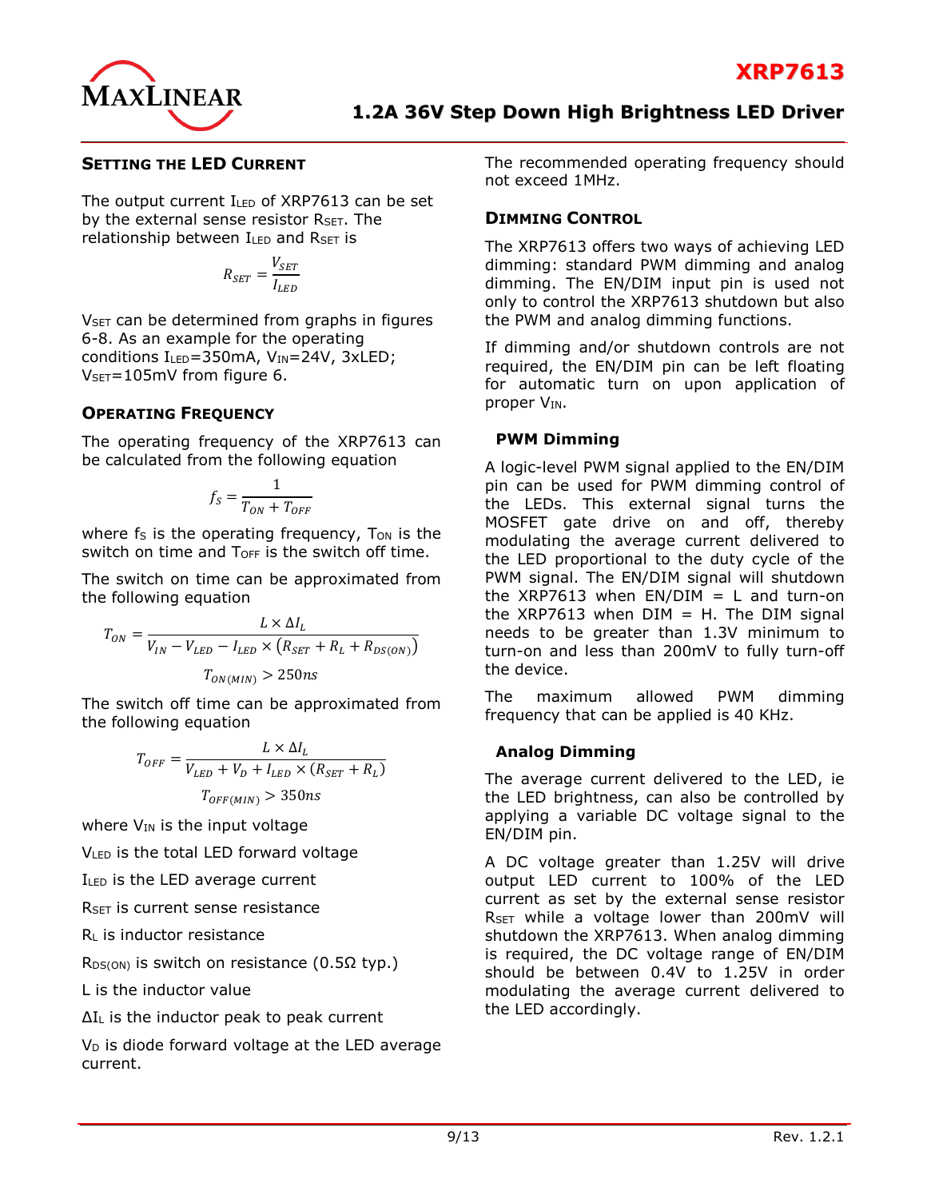## SETTING THE LED CURRENT

The output current $I_{LED}$ of XRP7613 can be set by the external sense resistor $R_{SET}$. The relationship between $I_{LED}$ and $R_{SET}$ is

$$R_{SET} = \frac{V_{SET}}{I_{LED}}$$

$V_{SET}$ can be determined from graphs in figures 6-8. As an example for the operating conditions $I_{LED}$=350mA, $V_{IN}$=24V, 3xLED; $V_{SET}$=105mV from figure 6.

## OPERATING FREQUENCY

The operating frequency of the XRP7613 can be calculated from the following equation

$$f_S = \frac{1}{T_{ON} + T_{OFF}}$$

where $f_S$ is the operating frequency, $T_{ON}$ is the switch on time and $T_{OFF}$ is the switch off time.

The switch on time can be approximated from the following equation

$$T_{ON} = \frac{L \times \Delta I_L}{V_{IN} - V_{LED} - I_{LED} \times (R_{SET} + R_L + R_{DS(ON)})}$$

$$T_{ON(MIN)} > 250ns$$

The switch off time can be approximated from the following equation

$$T_{OFF} = \frac{L \times \Delta I_L}{V_{LED} + V_D + I_{LED} \times (R_{SET} + R_L)}$$

$$T_{OFF(MIN)} > 350ns$$

where $V_{IN}$ is the input voltage

$V_{LED}$ is the total LED forward voltage

$I_{LED}$ is the LED average current

$R_{SET}$ is current sense resistance

$R_L$ is inductor resistance

$R_{DS(ON)}$ is switch on resistance (0.5Ω typ.)

L is the inductor value

$\Delta I_L$ is the inductor peak to peak current

$V_D$ is diode forward voltage at the LED average current.

The recommended operating frequency should not exceed 1MHz.

## DIMMING CONTROL

The XRP7613 offers two ways of achieving LED dimming: standard PWM dimming and analog dimming. The EN/DIM input pin is used not only to control the XRP7613 shutdown but also the PWM and analog dimming functions.

If dimming and/or shutdown controls are not required, the EN/DIM pin can be left floating for automatic turn on upon application of proper $V_{IN}$.

### PWM Dimming

A logic-level PWM signal applied to the EN/DIM pin can be used for PWM dimming control of the LEDs. This external signal turns the MOSFET gate drive on and off, thereby modulating the average current delivered to the LED proportional to the duty cycle of the PWM signal. The EN/DIM signal will shutdown the XRP7613 when EN/DIM = L and turn-on the XRP7613 when DIM = H. The DIM signal needs to be greater than 1.3V minimum to turn-on and less than 200mV to fully turn-off the device.

The maximum allowed PWM dimming frequency that can be applied is 40 KHz.

### Analog Dimming

The average current delivered to the LED, ie the LED brightness, can also be controlled by applying a variable DC voltage signal to the EN/DIM pin.

A DC voltage greater than 1.25V will drive output LED current to 100% of the LED current as set by the external sense resistor $R_{SET}$ while a voltage lower than 200mV will shutdown the XRP7613. When analog dimming is required, the DC voltage range of EN/DIM should be between 0.4V to 1.25V in order modulating the average current delivered to the LED accordingly.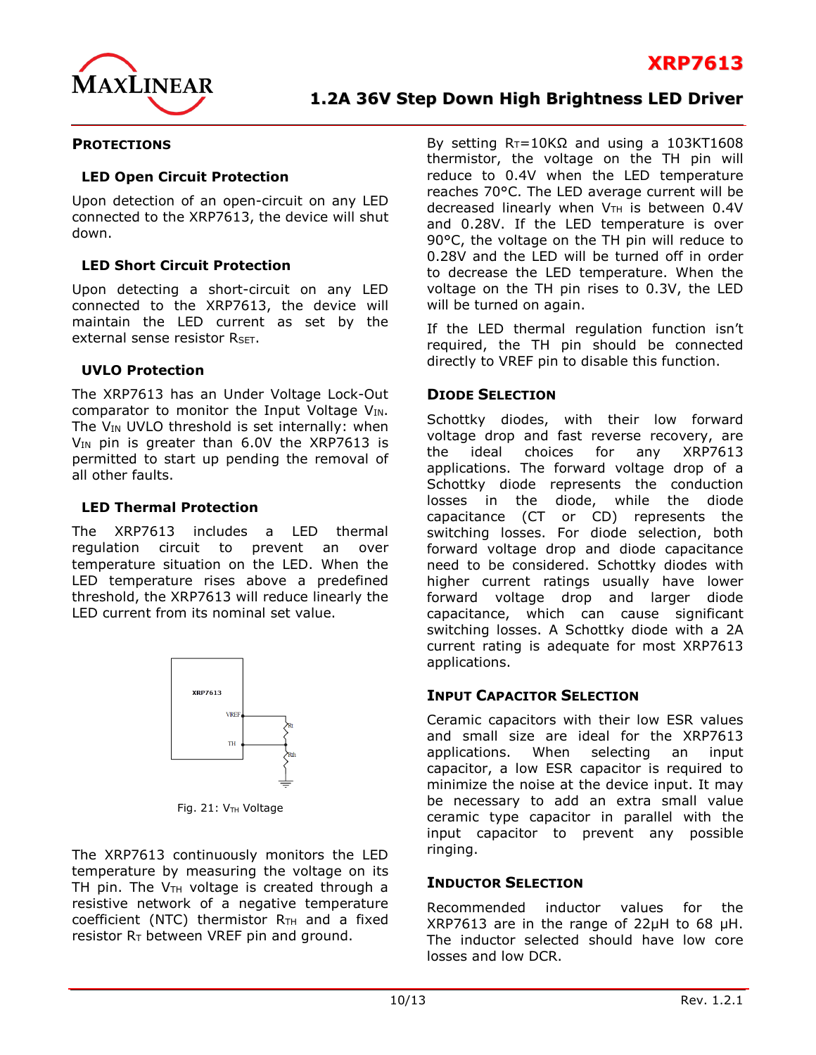## PROTECTIONS

### LED Open Circuit Protection

Upon detection of an open-circuit on any LED connected to the XRP7613, the device will shut down.

### LED Short Circuit Protection

Upon detecting a short-circuit on any LED connected to the XRP7613, the device will maintain the LED current as set by the external sense resistor $R_{SET}$.

### UVLO Protection

The XRP7613 has an Under Voltage Lock-Out comparator to monitor the Input Voltage $V_{IN}$. The $V_{IN}$ UVLO threshold is set internally: when $V_{IN}$ pin is greater than 6.0V the XRP7613 is permitted to start up pending the removal of all other faults.

### LED Thermal Protection

The XRP7613 includes a LED thermal regulation circuit to prevent an over temperature situation on the LED. When the LED temperature rises above a predefined threshold, the XRP7613 will reduce linearly the LED current from its nominal set value.

Fig. 21: $V_{TH}$ Voltage

The XRP7613 continuously monitors the LED temperature by measuring the voltage on its TH pin. The $V_{TH}$ voltage is created through a resistive network of a negative temperature coefficient (NTC) thermistor $R_{TH}$ and a fixed resistor $R_T$ between VREF pin and ground.

By setting $R_T$=10KΩ and using a 103KT1608 thermistor, the voltage on the TH pin will reduce to 0.4V when the LED temperature reaches 70°C. The LED average current will be decreased linearly when $V_{TH}$ is between 0.4V and 0.28V. If the LED temperature is over 90°C, the voltage on the TH pin will reduce to 0.28V and the LED will be turned off in order to decrease the LED temperature. When the voltage on the TH pin rises to 0.3V, the LED will be turned on again.

If the LED thermal regulation function isn't required, the TH pin should be connected directly to VREF pin to disable this function.

## DIODE SELECTION

Schottky diodes, with their low forward voltage drop and fast reverse recovery, are the ideal choices for any XRP7613 applications. The forward voltage drop of a Schottky diode represents the conduction losses in the diode, while the diode capacitance (CT or CD) represents the switching losses. For diode selection, both forward voltage drop and diode capacitance need to be considered. Schottky diodes with higher current ratings usually have lower forward voltage drop and larger diode capacitance, which can cause significant switching losses. A Schottky diode with a 2A current rating is adequate for most XRP7613 applications.

## INPUT CAPACITOR SELECTION

Ceramic capacitors with their low ESR values and small size are ideal for the XRP7613 applications. When selecting an input capacitor, a low ESR capacitor is required to minimize the noise at the device input. It may be necessary to add an extra small value ceramic type capacitor in parallel with the input capacitor to prevent any possible ringing.

## INDUCTOR SELECTION

Recommended inductor values for the XRP7613 are in the range of 22µH to 68 µH. The inductor selected should have low core losses and low DCR.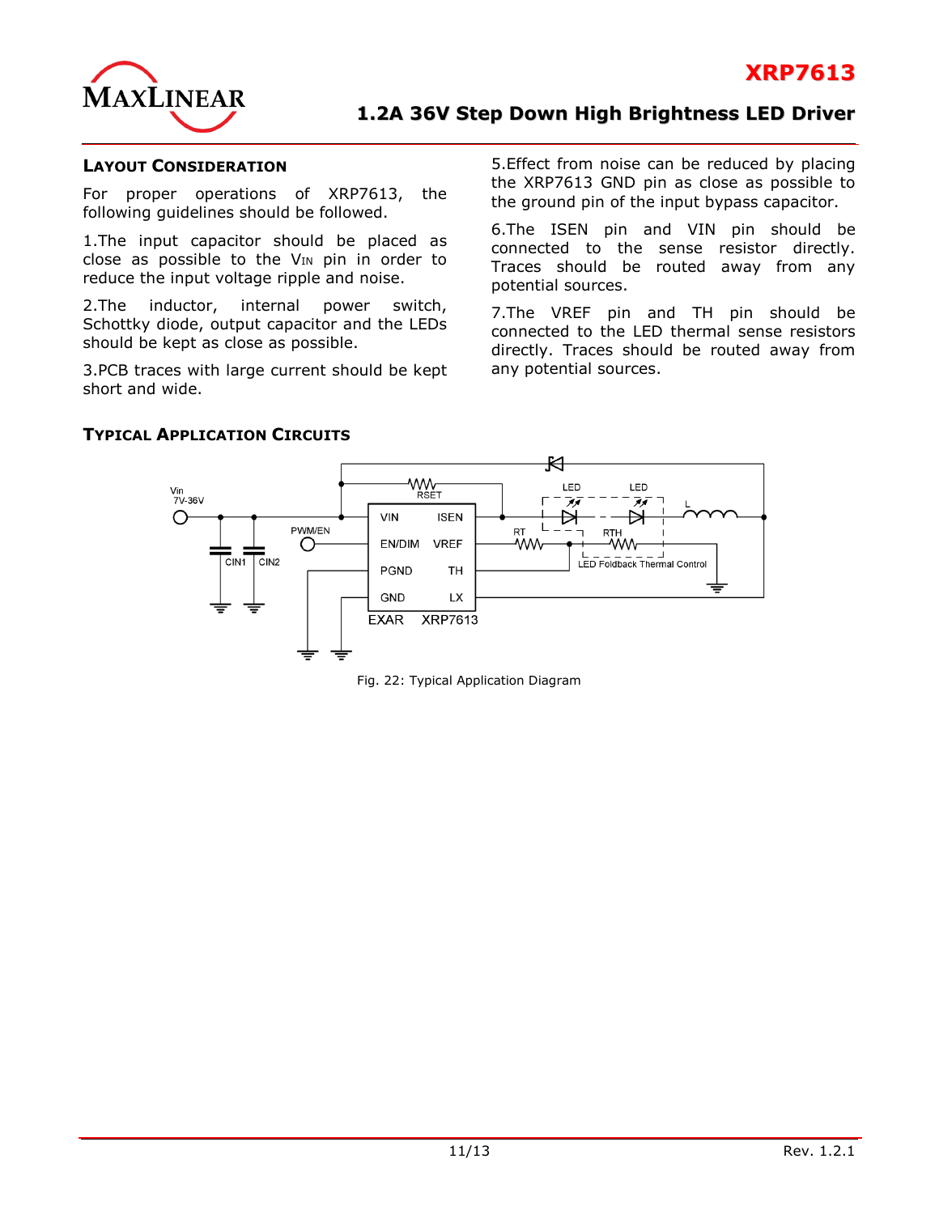## LAYOUT CONSIDERATION

For proper operations of XRP7613, the following guidelines should be followed.

1.The input capacitor should be placed as close as possible to the $V_{IN}$ pin in order to reduce the input voltage ripple and noise.

2.The inductor, internal power switch, Schottky diode, output capacitor and the LEDs should be kept as close as possible.

3.PCB traces with large current should be kept short and wide.

5.Effect from noise can be reduced by placing the XRP7613 GND pin as close as possible to the ground pin of the input bypass capacitor.

6.The ISEN pin and VIN pin should be connected to the sense resistor directly. Traces should be routed away from any potential sources.

7.The VREF pin and TH pin should be connected to the LED thermal sense resistors directly. Traces should be routed away from any potential sources.

## TYPICAL APPLICATION CIRCUITS

Fig. 22: Typical Application Diagram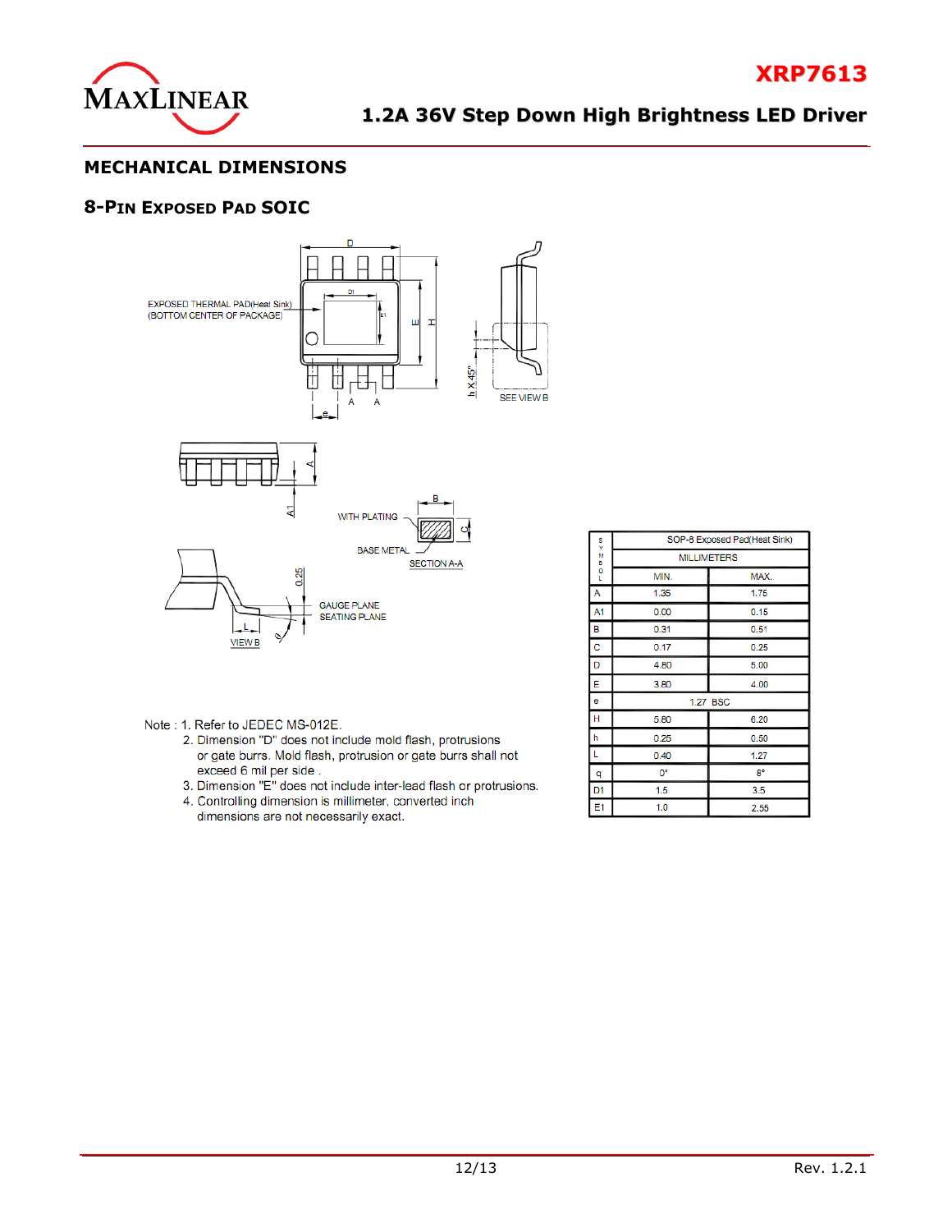## MECHANICAL DIMENSIONS

### 8-Pin Exposed Pad SOIC

| SYMBOL | SOP-8 Exposed Pad(Heat Sink) | |
|---|---|---|
| | MILLIMETERS | |
| | MIN. | MAX. |
| A | 1.35 | 1.75 |
| A1 | 0.00 | 0.15 |
| B | 0.31 | 0.51 |
| C | 0.17 | 0.25 |
| D | 4.80 | 5.00 |
| E | 3.80 | 4.00 |
| e | 1.27 BSC | |
| H | 5.80 | 6.20 |
| h | 0.25 | 0.50 |
| L | 0.40 | 1.27 |
| q | 0° | 8° |
| D1 | 1.5 | 3.5 |
| E1 | 1.0 | 2.55 |

Note :
1. Refer to JEDEC MS-012E.
2. Dimension "D" does not include mold flash, protrusions or gate burrs. Mold flash, protrusion or gate burrs shall not exceed 6 mil per side .
3. Dimension "E" does not include inter-lead flash or protrusions.
4. Controlling dimension is millimeter, converted inch dimensions are not necessarily exact.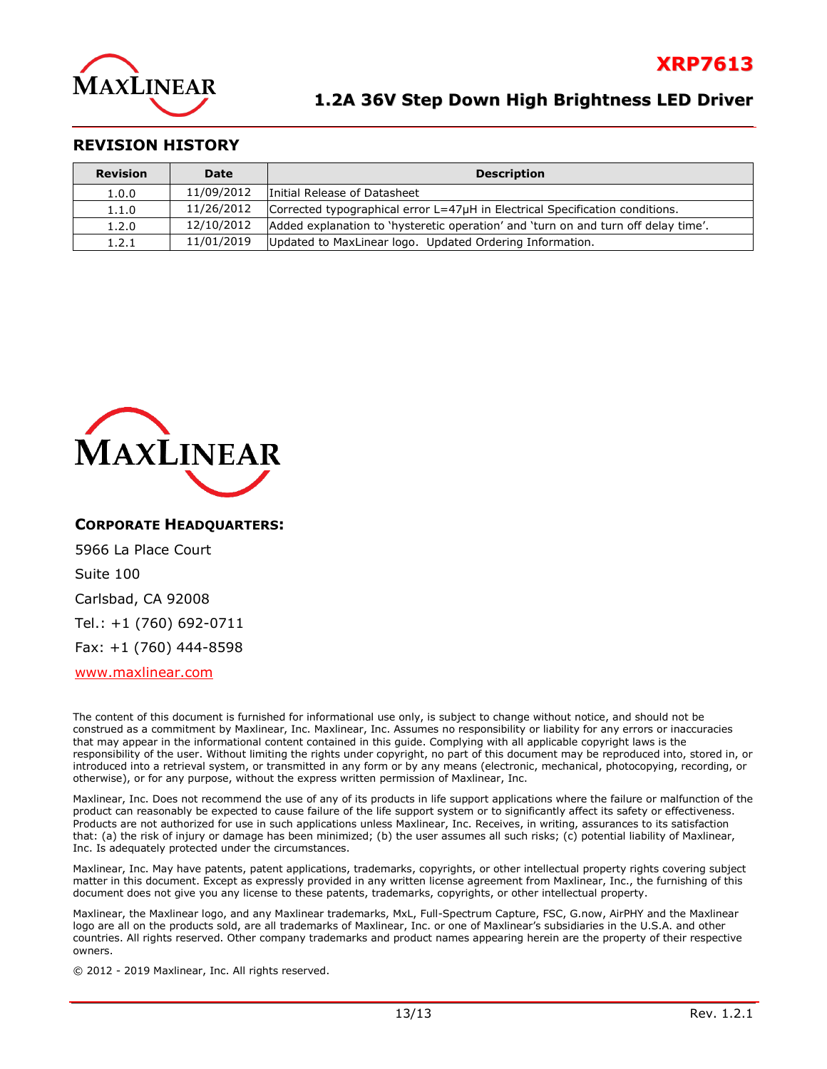## REVISION HISTORY

| Revision | Date | Description |
|---|---|---|
| 1.0.0 | 11/09/2012 | Initial Release of Datasheet |
| 1.1.0 | 11/26/2012 | Corrected typographical error L=47µH in Electrical Specification conditions. |
| 1.2.0 | 12/10/2012 | Added explanation to 'hysteretic operation' and 'turn on and turn off delay time'. |
| 1.2.1 | 11/01/2019 | Updated to MaxLinear logo. Updated Ordering Information. |

**CORPORATE HEADQUARTERS:**

5966 La Place Court

Suite 100

Carlsbad, CA 92008

Tel.: +1 (760) 692-0711

Fax: +1 (760) 444-8598

www.maxlinear.com

The content of this document is furnished for informational use only, is subject to change without notice, and should not be construed as a commitment by Maxlinear, Inc. Maxlinear, Inc. Assumes no responsibility or liability for any errors or inaccuracies that may appear in the informational content contained in this guide. Complying with all applicable copyright laws is the responsibility of the user. Without limiting the rights under copyright, no part of this document may be reproduced into, stored in, or introduced into a retrieval system, or transmitted in any form or by any means (electronic, mechanical, photocopying, recording, or otherwise), or for any purpose, without the express written permission of Maxlinear, Inc.

Maxlinear, Inc. Does not recommend the use of any of its products in life support applications where the failure or malfunction of the product can reasonably be expected to cause failure of the life support system or to significantly affect its safety or effectiveness. Products are not authorized for use in such applications unless Maxlinear, Inc. Receives, in writing, assurances to its satisfaction that: (a) the risk of injury or damage has been minimized; (b) the user assumes all such risks; (c) potential liability of Maxlinear, Inc. Is adequately protected under the circumstances.

Maxlinear, Inc. May have patents, patent applications, trademarks, copyrights, or other intellectual property rights covering subject matter in this document. Except as expressly provided in any written license agreement from Maxlinear, Inc., the furnishing of this document does not give you any license to these patents, trademarks, copyrights, or other intellectual property.

Maxlinear, the Maxlinear logo, and any Maxlinear trademarks, MxL, Full-Spectrum Capture, FSC, G.now, AirPHY and the Maxlinear logo are all on the products sold, are all trademarks of Maxlinear, Inc. or one of Maxlinear's subsidiaries in the U.S.A. and other countries. All rights reserved. Other company trademarks and product names appearing herein are the property of their respective owners.

© 2012 - 2019 Maxlinear, Inc. All rights reserved.